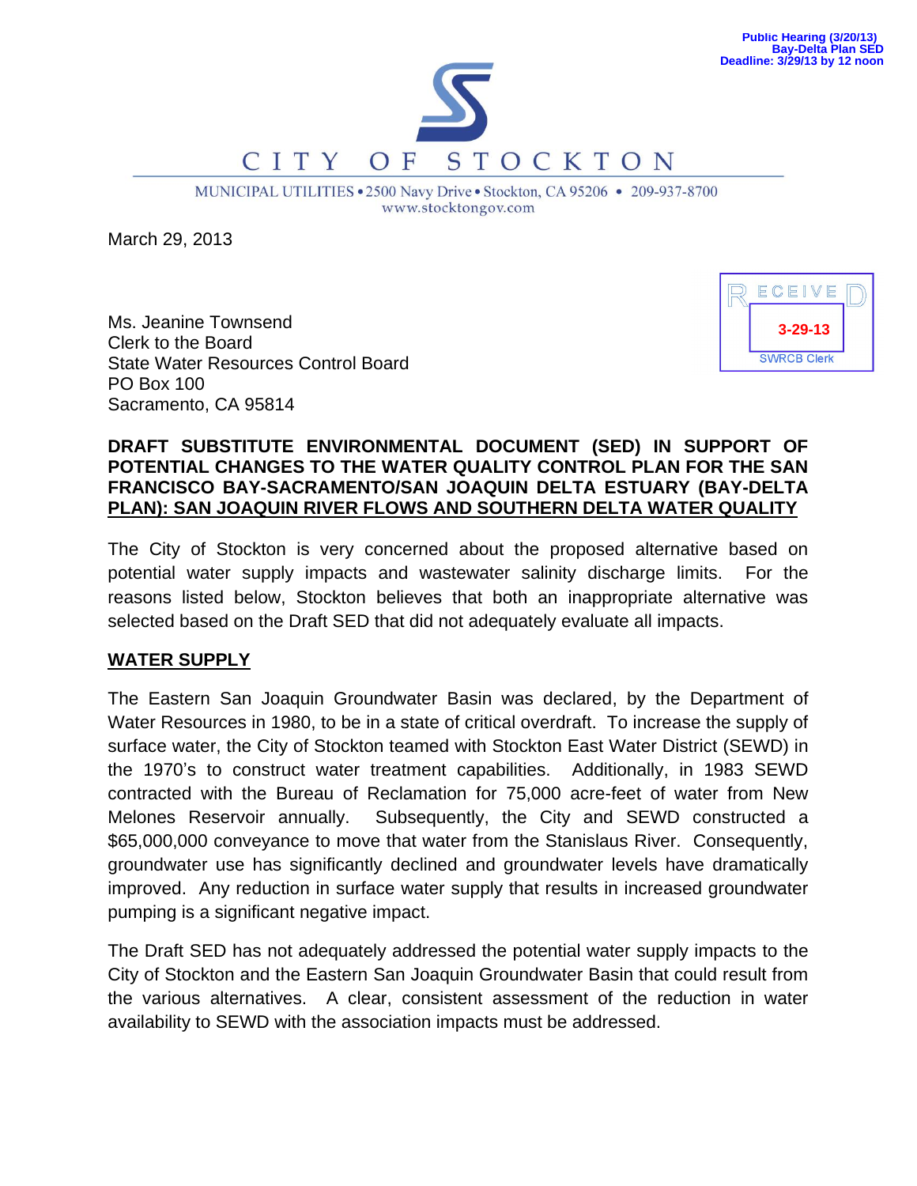Public Hearing (3/20/13)
Bay-Delta Plan SED
Deadline: 3/29/13 by 12 noon

# CITY OF STOCKTON

MUNICIPAL UTILITIES • 2500 Navy Drive • Stockton, CA 95206 • 209-937-8700
www.stocktongov.com

March 29, 2013

RECEIVED
3-29-13
SWRCB Clerk

Ms. Jeanine Townsend
Clerk to the Board
State Water Resources Control Board
PO Box 100
Sacramento, CA 95814

**DRAFT SUBSTITUTE ENVIRONMENTAL DOCUMENT (SED) IN SUPPORT OF POTENTIAL CHANGES TO THE WATER QUALITY CONTROL PLAN FOR THE SAN FRANCISCO BAY-SACRAMENTO/SAN JOAQUIN DELTA ESTUARY (BAY-DELTA PLAN): SAN JOAQUIN RIVER FLOWS AND SOUTHERN DELTA WATER QUALITY**

The City of Stockton is very concerned about the proposed alternative based on potential water supply impacts and wastewater salinity discharge limits. For the reasons listed below, Stockton believes that both an inappropriate alternative was selected based on the Draft SED that did not adequately evaluate all impacts.

## WATER SUPPLY

The Eastern San Joaquin Groundwater Basin was declared, by the Department of Water Resources in 1980, to be in a state of critical overdraft. To increase the supply of surface water, the City of Stockton teamed with Stockton East Water District (SEWD) in the 1970's to construct water treatment capabilities. Additionally, in 1983 SEWD contracted with the Bureau of Reclamation for 75,000 acre-feet of water from New Melones Reservoir annually. Subsequently, the City and SEWD constructed a $65,000,000 conveyance to move that water from the Stanislaus River. Consequently, groundwater use has significantly declined and groundwater levels have dramatically improved. Any reduction in surface water supply that results in increased groundwater pumping is a significant negative impact.

The Draft SED has not adequately addressed the potential water supply impacts to the City of Stockton and the Eastern San Joaquin Groundwater Basin that could result from the various alternatives. A clear, consistent assessment of the reduction in water availability to SEWD with the association impacts must be addressed.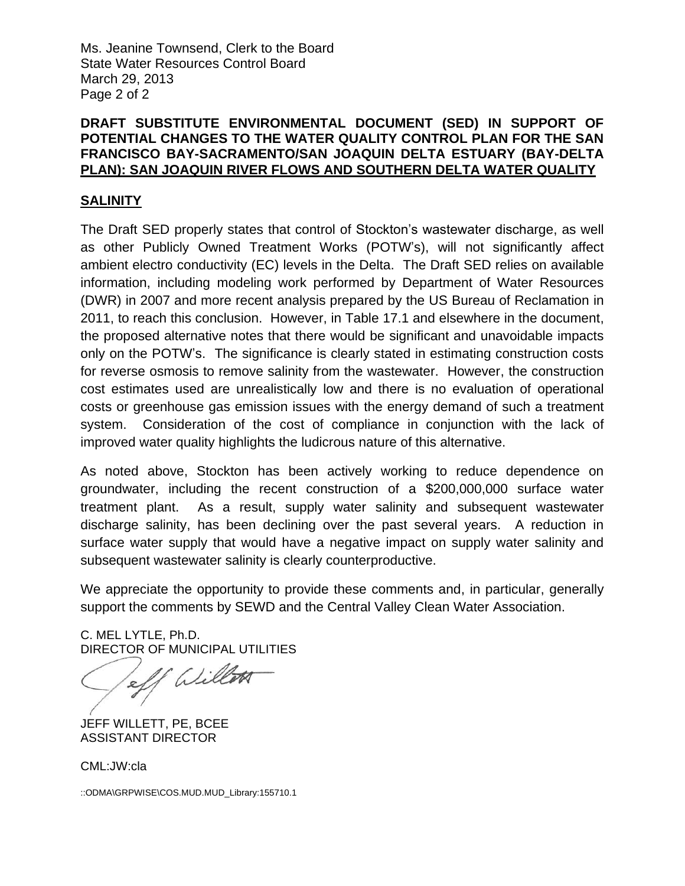**DRAFT SUBSTITUTE ENVIRONMENTAL DOCUMENT (SED) IN SUPPORT OF POTENTIAL CHANGES TO THE WATER QUALITY CONTROL PLAN FOR THE SAN FRANCISCO BAY-SACRAMENTO/SAN JOAQUIN DELTA ESTUARY (BAY-DELTA PLAN): SAN JOAQUIN RIVER FLOWS AND SOUTHERN DELTA WATER QUALITY**

## SALINITY

The Draft SED properly states that control of Stockton's wastewater discharge, as well as other Publicly Owned Treatment Works (POTW's), will not significantly affect ambient electro conductivity (EC) levels in the Delta. The Draft SED relies on available information, including modeling work performed by Department of Water Resources (DWR) in 2007 and more recent analysis prepared by the US Bureau of Reclamation in 2011, to reach this conclusion. However, in Table 17.1 and elsewhere in the document, the proposed alternative notes that there would be significant and unavoidable impacts only on the POTW's. The significance is clearly stated in estimating construction costs for reverse osmosis to remove salinity from the wastewater. However, the construction cost estimates used are unrealistically low and there is no evaluation of operational costs or greenhouse gas emission issues with the energy demand of such a treatment system. Consideration of the cost of compliance in conjunction with the lack of improved water quality highlights the ludicrous nature of this alternative.

As noted above, Stockton has been actively working to reduce dependence on groundwater, including the recent construction of a $200,000,000 surface water treatment plant. As a result, supply water salinity and subsequent wastewater discharge salinity, has been declining over the past several years. A reduction in surface water supply that would have a negative impact on supply water salinity and subsequent wastewater salinity is clearly counterproductive.

We appreciate the opportunity to provide these comments and, in particular, generally support the comments by SEWD and the Central Valley Clean Water Association.

C. MEL LYTLE, Ph.D.
DIRECTOR OF MUNICIPAL UTILITIES

Jeff Willett

JEFF WILLETT, PE, BCEE
ASSISTANT DIRECTOR

CML:JW:cla

::ODMA\GRPWISE\COS.MUD.MUD_Library:155710.1